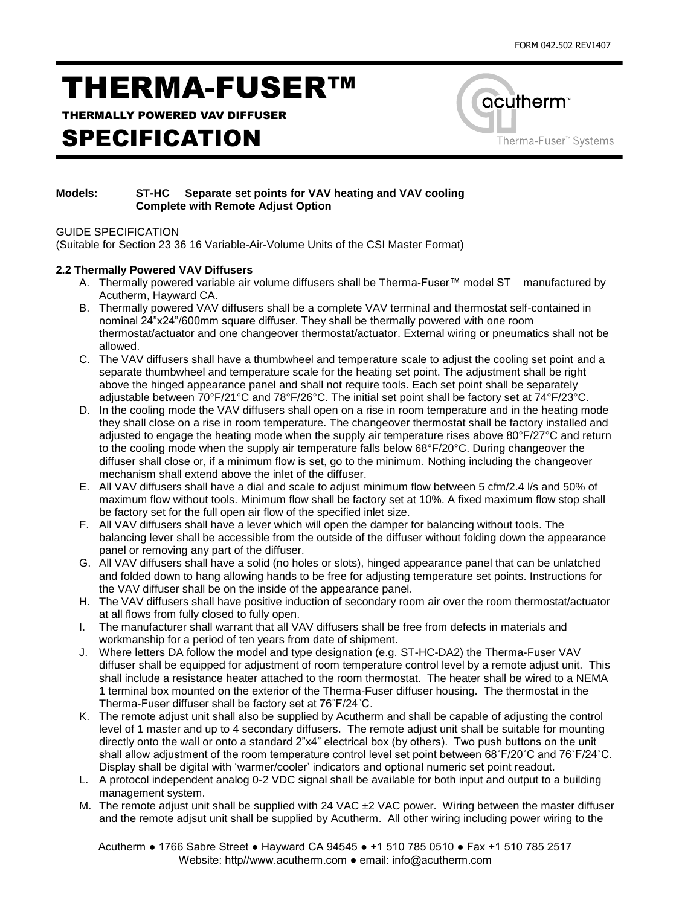FORM 042.502 REV1407

# THERMA-FUSER™

THERMALLY POWERED VAV DIFFUSER

# SPECIFICATION

acutherm™ Therma-Fuser™ Systems

**Models: ST-HC Separate set points for VAV heating and VAV cooling Complete with Remote Adjust Option**

GUIDE SPECIFICATION
(Suitable for Section 23 36 16 Variable-Air-Volume Units of the CSI Master Format)

**2.2 Thermally Powered VAV Diffusers**

A. Thermally powered variable air volume diffusers shall be Therma-Fuser™ model ST manufactured by Acutherm, Hayward CA.

B. Thermally powered VAV diffusers shall be a complete VAV terminal and thermostat self-contained in nominal 24"x24"/600mm square diffuser. They shall be thermally powered with one room thermostat/actuator and one changeover thermostat/actuator. External wiring or pneumatics shall not be allowed.

C. The VAV diffusers shall have a thumbwheel and temperature scale to adjust the cooling set point and a separate thumbwheel and temperature scale for the heating set point. The adjustment shall be right above the hinged appearance panel and shall not require tools. Each set point shall be separately adjustable between 70°F/21°C and 78°F/26°C. The initial set point shall be factory set at 74°F/23°C.

D. In the cooling mode the VAV diffusers shall open on a rise in room temperature and in the heating mode they shall close on a rise in room temperature. The changeover thermostat shall be factory installed and adjusted to engage the heating mode when the supply air temperature rises above 80°F/27°C and return to the cooling mode when the supply air temperature falls below 68°F/20°C. During changeover the diffuser shall close or, if a minimum flow is set, go to the minimum. Nothing including the changeover mechanism shall extend above the inlet of the diffuser.

E. All VAV diffusers shall have a dial and scale to adjust minimum flow between 5 cfm/2.4 l/s and 50% of maximum flow without tools. Minimum flow shall be factory set at 10%. A fixed maximum flow stop shall be factory set for the full open air flow of the specified inlet size.

F. All VAV diffusers shall have a lever which will open the damper for balancing without tools. The balancing lever shall be accessible from the outside of the diffuser without folding down the appearance panel or removing any part of the diffuser.

G. All VAV diffusers shall have a solid (no holes or slots), hinged appearance panel that can be unlatched and folded down to hang allowing hands to be free for adjusting temperature set points. Instructions for the VAV diffuser shall be on the inside of the appearance panel.

H. The VAV diffusers shall have positive induction of secondary room air over the room thermostat/actuator at all flows from fully closed to fully open.

I. The manufacturer shall warrant that all VAV diffusers shall be free from defects in materials and workmanship for a period of ten years from date of shipment.

J. Where letters DA follow the model and type designation (e.g. ST-HC-DA2) the Therma-Fuser VAV diffuser shall be equipped for adjustment of room temperature control level by a remote adjust unit. This shall include a resistance heater attached to the room thermostat. The heater shall be wired to a NEMA 1 terminal box mounted on the exterior of the Therma-Fuser diffuser housing. The thermostat in the Therma-Fuser diffuser shall be factory set at 76˚F/24˚C.

K. The remote adjust unit shall also be supplied by Acutherm and shall be capable of adjusting the control level of 1 master and up to 4 secondary diffusers. The remote adjust unit shall be suitable for mounting directly onto the wall or onto a standard 2"x4" electrical box (by others). Two push buttons on the unit shall allow adjustment of the room temperature control level set point between 68˚F/20˚C and 76˚F/24˚C. Display shall be digital with 'warmer/cooler' indicators and optional numeric set point readout.

L. A protocol independent analog 0-2 VDC signal shall be available for both input and output to a building management system.

M. The remote adjust unit shall be supplied with 24 VAC ±2 VAC power. Wiring between the master diffuser and the remote adjsut unit shall be supplied by Acutherm. All other wiring including power wiring to the

Acutherm ● 1766 Sabre Street ● Hayward CA 94545 ● +1 510 785 0510 ● Fax +1 510 785 2517
Website: http//www.acutherm.com ● email: info@acutherm.com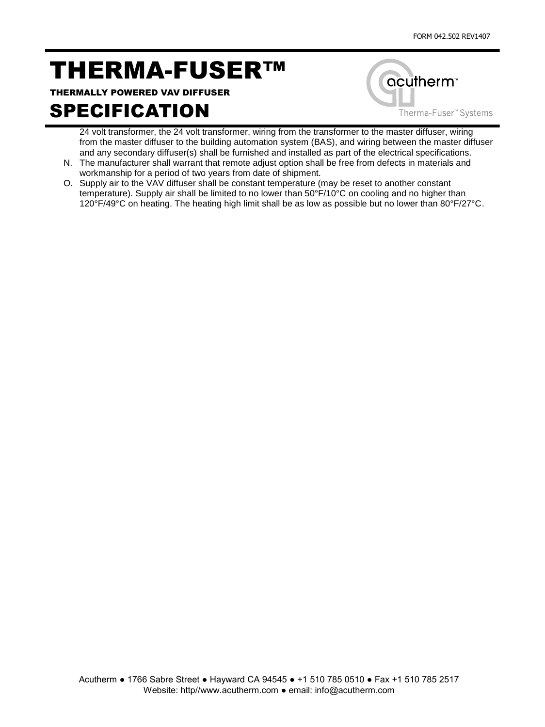24 volt transformer, the 24 volt transformer, wiring from the transformer to the master diffuser, wiring from the master diffuser to the building automation system (BAS), and wiring between the master diffuser and any secondary diffuser(s) shall be furnished and installed as part of the electrical specifications.

N. The manufacturer shall warrant that remote adjust option shall be free from defects in materials and workmanship for a period of two years from date of shipment.

O. Supply air to the VAV diffuser shall be constant temperature (may be reset to another constant temperature). Supply air shall be limited to no lower than 50°F/10°C on cooling and no higher than 120°F/49°C on heating. The heating high limit shall be as low as possible but no lower than 80°F/27°C.